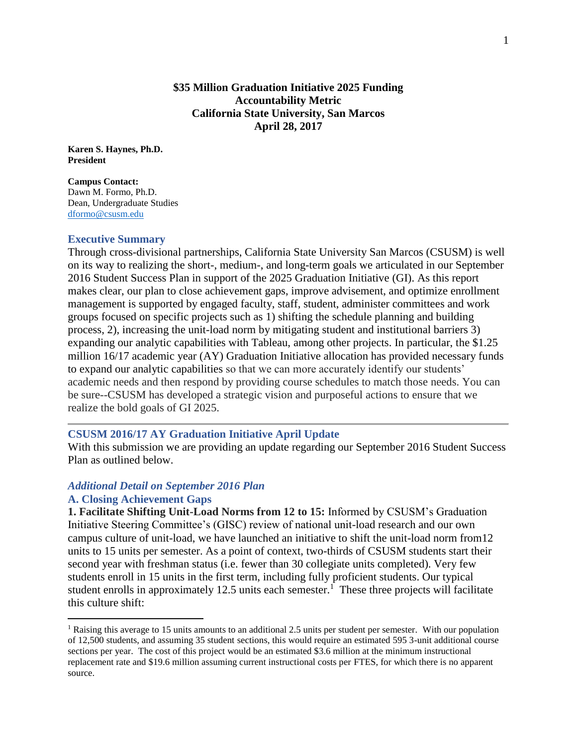**$35 Million Graduation Initiative 2025 Funding**
**Accountability Metric**
**California State University, San Marcos**
**April 28, 2017**

**Karen S. Haynes, Ph.D.**
**President**

**Campus Contact:**
Dawn M. Formo, Ph.D.
Dean, Undergraduate Studies
dformo@csusm.edu

## Executive Summary

Through cross-divisional partnerships, California State University San Marcos (CSUSM) is well on its way to realizing the short-, medium-, and long-term goals we articulated in our September 2016 Student Success Plan in support of the 2025 Graduation Initiative (GI). As this report makes clear, our plan to close achievement gaps, improve advisement, and optimize enrollment management is supported by engaged faculty, staff, student, administer committees and work groups focused on specific projects such as 1) shifting the schedule planning and building process, 2), increasing the unit-load norm by mitigating student and institutional barriers 3) expanding our analytic capabilities with Tableau, among other projects. In particular, the $1.25 million 16/17 academic year (AY) Graduation Initiative allocation has provided necessary funds to expand our analytic capabilities so that we can more accurately identify our students' academic needs and then respond by providing course schedules to match those needs. You can be sure--CSUSM has developed a strategic vision and purposeful actions to ensure that we realize the bold goals of GI 2025.

---

## CSUSM 2016/17 AY Graduation Initiative April Update

With this submission we are providing an update regarding our September 2016 Student Success Plan as outlined below.

### *Additional Detail on September 2016 Plan*

### A. Closing Achievement Gaps

**1. Facilitate Shifting Unit-Load Norms from 12 to 15:** Informed by CSUSM's Graduation Initiative Steering Committee's (GISC) review of national unit-load research and our own campus culture of unit-load, we have launched an initiative to shift the unit-load norm from12 units to 15 units per semester. As a point of context, two-thirds of CSUSM students start their second year with freshman status (i.e. fewer than 30 collegiate units completed). Very few students enroll in 15 units in the first term, including fully proficient students. Our typical student enrolls in approximately 12.5 units each semester.[1] These three projects will facilitate this culture shift:

---

[1] Raising this average to 15 units amounts to an additional 2.5 units per student per semester. With our population of 12,500 students, and assuming 35 student sections, this would require an estimated 595 3-unit additional course sections per year. The cost of this project would be an estimated $3.6 million at the minimum instructional replacement rate and $19.6 million assuming current instructional costs per FTES, for which there is no apparent source.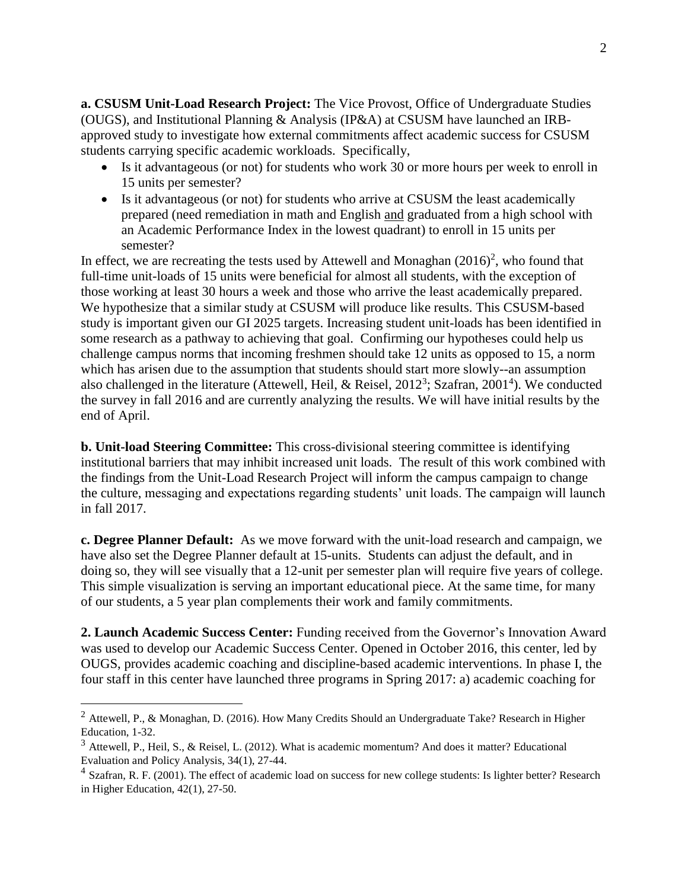**a. CSUSM Unit-Load Research Project:** The Vice Provost, Office of Undergraduate Studies (OUGS), and Institutional Planning & Analysis (IP&A) at CSUSM have launched an IRB-approved study to investigate how external commitments affect academic success for CSUSM students carrying specific academic workloads. Specifically,

- Is it advantageous (or not) for students who work 30 or more hours per week to enroll in 15 units per semester?
- Is it advantageous (or not) for students who arrive at CSUSM the least academically prepared (need remediation in math and English and graduated from a high school with an Academic Performance Index in the lowest quadrant) to enroll in 15 units per semester?

In effect, we are recreating the tests used by Attewell and Monaghan (2016)[2], who found that full-time unit-loads of 15 units were beneficial for almost all students, with the exception of those working at least 30 hours a week and those who arrive the least academically prepared. We hypothesize that a similar study at CSUSM will produce like results. This CSUSM-based study is important given our GI 2025 targets. Increasing student unit-loads has been identified in some research as a pathway to achieving that goal. Confirming our hypotheses could help us challenge campus norms that incoming freshmen should take 12 units as opposed to 15, a norm which has arisen due to the assumption that students should start more slowly--an assumption also challenged in the literature (Attewell, Heil, & Reisel, 2012[3]; Szafran, 2001[4]). We conducted the survey in fall 2016 and are currently analyzing the results. We will have initial results by the end of April.

**b. Unit-load Steering Committee:** This cross-divisional steering committee is identifying institutional barriers that may inhibit increased unit loads. The result of this work combined with the findings from the Unit-Load Research Project will inform the campus campaign to change the culture, messaging and expectations regarding students' unit loads. The campaign will launch in fall 2017.

**c. Degree Planner Default:** As we move forward with the unit-load research and campaign, we have also set the Degree Planner default at 15-units. Students can adjust the default, and in doing so, they will see visually that a 12-unit per semester plan will require five years of college. This simple visualization is serving an important educational piece. At the same time, for many of our students, a 5 year plan complements their work and family commitments.

**2. Launch Academic Success Center:** Funding received from the Governor's Innovation Award was used to develop our Academic Success Center. Opened in October 2016, this center, led by OUGS, provides academic coaching and discipline-based academic interventions. In phase I, the four staff in this center have launched three programs in Spring 2017: a) academic coaching for

---

[2] Attewell, P., & Monaghan, D. (2016). How Many Credits Should an Undergraduate Take? Research in Higher Education, 1-32.

[3] Attewell, P., Heil, S., & Reisel, L. (2012). What is academic momentum? And does it matter? Educational Evaluation and Policy Analysis, 34(1), 27-44.

[4] Szafran, R. F. (2001). The effect of academic load on success for new college students: Is lighter better? Research in Higher Education, 42(1), 27-50.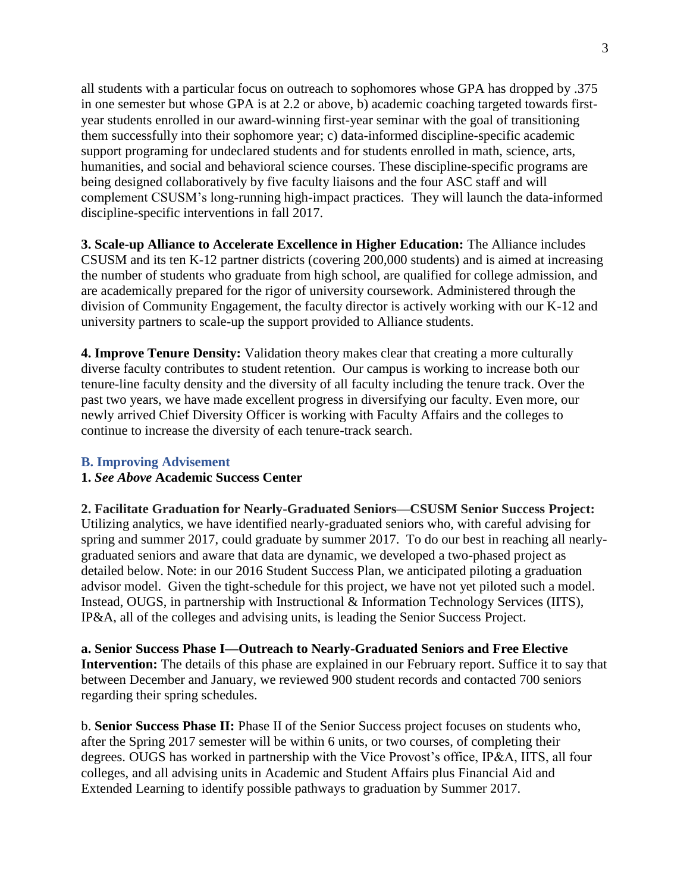all students with a particular focus on outreach to sophomores whose GPA has dropped by .375 in one semester but whose GPA is at 2.2 or above, b) academic coaching targeted towards first-year students enrolled in our award-winning first-year seminar with the goal of transitioning them successfully into their sophomore year; c) data-informed discipline-specific academic support programing for undeclared students and for students enrolled in math, science, arts, humanities, and social and behavioral science courses. These discipline-specific programs are being designed collaboratively by five faculty liaisons and the four ASC staff and will complement CSUSM's long-running high-impact practices. They will launch the data-informed discipline-specific interventions in fall 2017.

**3. Scale-up Alliance to Accelerate Excellence in Higher Education:** The Alliance includes CSUSM and its ten K-12 partner districts (covering 200,000 students) and is aimed at increasing the number of students who graduate from high school, are qualified for college admission, and are academically prepared for the rigor of university coursework. Administered through the division of Community Engagement, the faculty director is actively working with our K-12 and university partners to scale-up the support provided to Alliance students.

**4. Improve Tenure Density:** Validation theory makes clear that creating a more culturally diverse faculty contributes to student retention. Our campus is working to increase both our tenure-line faculty density and the diversity of all faculty including the tenure track. Over the past two years, we have made excellent progress in diversifying our faculty. Even more, our newly arrived Chief Diversity Officer is working with Faculty Affairs and the colleges to continue to increase the diversity of each tenure-track search.

## B. Improving Advisement

**1.** ***See Above*** **Academic Success Center**

**2. Facilitate Graduation for Nearly-Graduated Seniors—CSUSM Senior Success Project:** Utilizing analytics, we have identified nearly-graduated seniors who, with careful advising for spring and summer 2017, could graduate by summer 2017. To do our best in reaching all nearly-graduated seniors and aware that data are dynamic, we developed a two-phased project as detailed below. Note: in our 2016 Student Success Plan, we anticipated piloting a graduation advisor model. Given the tight-schedule for this project, we have not yet piloted such a model. Instead, OUGS, in partnership with Instructional & Information Technology Services (IITS), IP&A, all of the colleges and advising units, is leading the Senior Success Project.

**a. Senior Success Phase I—Outreach to Nearly-Graduated Seniors and Free Elective Intervention:** The details of this phase are explained in our February report. Suffice it to say that between December and January, we reviewed 900 student records and contacted 700 seniors regarding their spring schedules.

b. **Senior Success Phase II:** Phase II of the Senior Success project focuses on students who, after the Spring 2017 semester will be within 6 units, or two courses, of completing their degrees. OUGS has worked in partnership with the Vice Provost's office, IP&A, IITS, all four colleges, and all advising units in Academic and Student Affairs plus Financial Aid and Extended Learning to identify possible pathways to graduation by Summer 2017.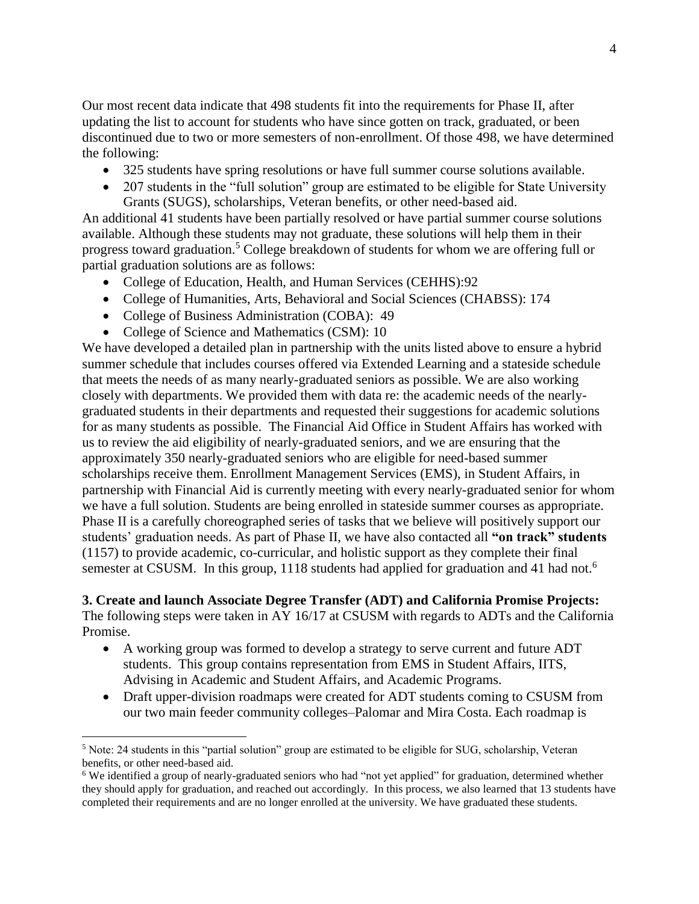Our most recent data indicate that 498 students fit into the requirements for Phase II, after updating the list to account for students who have since gotten on track, graduated, or been discontinued due to two or more semesters of non-enrollment. Of those 498, we have determined the following:

- 325 students have spring resolutions or have full summer course solutions available.
- 207 students in the "full solution" group are estimated to be eligible for State University Grants (SUGS), scholarships, Veteran benefits, or other need-based aid.

An additional 41 students have been partially resolved or have partial summer course solutions available. Although these students may not graduate, these solutions will help them in their progress toward graduation.[5] College breakdown of students for whom we are offering full or partial graduation solutions are as follows:

- College of Education, Health, and Human Services (CEHHS):92
- College of Humanities, Arts, Behavioral and Social Sciences (CHABSS): 174
- College of Business Administration (COBA): 49
- College of Science and Mathematics (CSM): 10

We have developed a detailed plan in partnership with the units listed above to ensure a hybrid summer schedule that includes courses offered via Extended Learning and a stateside schedule that meets the needs of as many nearly-graduated seniors as possible. We are also working closely with departments. We provided them with data re: the academic needs of the nearly-graduated students in their departments and requested their suggestions for academic solutions for as many students as possible. The Financial Aid Office in Student Affairs has worked with us to review the aid eligibility of nearly-graduated seniors, and we are ensuring that the approximately 350 nearly-graduated seniors who are eligible for need-based summer scholarships receive them. Enrollment Management Services (EMS), in Student Affairs, in partnership with Financial Aid is currently meeting with every nearly-graduated senior for whom we have a full solution. Students are being enrolled in stateside summer courses as appropriate. Phase II is a carefully choreographed series of tasks that we believe will positively support our students' graduation needs. As part of Phase II, we have also contacted all **"on track" students** (1157) to provide academic, co-curricular, and holistic support as they complete their final semester at CSUSM. In this group, 1118 students had applied for graduation and 41 had not.[6]

**3. Create and launch Associate Degree Transfer (ADT) and California Promise Projects:** The following steps were taken in AY 16/17 at CSUSM with regards to ADTs and the California Promise.

- A working group was formed to develop a strategy to serve current and future ADT students. This group contains representation from EMS in Student Affairs, IITS, Advising in Academic and Student Affairs, and Academic Programs.
- Draft upper-division roadmaps were created for ADT students coming to CSUSM from our two main feeder community colleges–Palomar and Mira Costa. Each roadmap is

[5] Note: 24 students in this "partial solution" group are estimated to be eligible for SUG, scholarship, Veteran benefits, or other need-based aid.

[6] We identified a group of nearly-graduated seniors who had "not yet applied" for graduation, determined whether they should apply for graduation, and reached out accordingly. In this process, we also learned that 13 students have completed their requirements and are no longer enrolled at the university. We have graduated these students.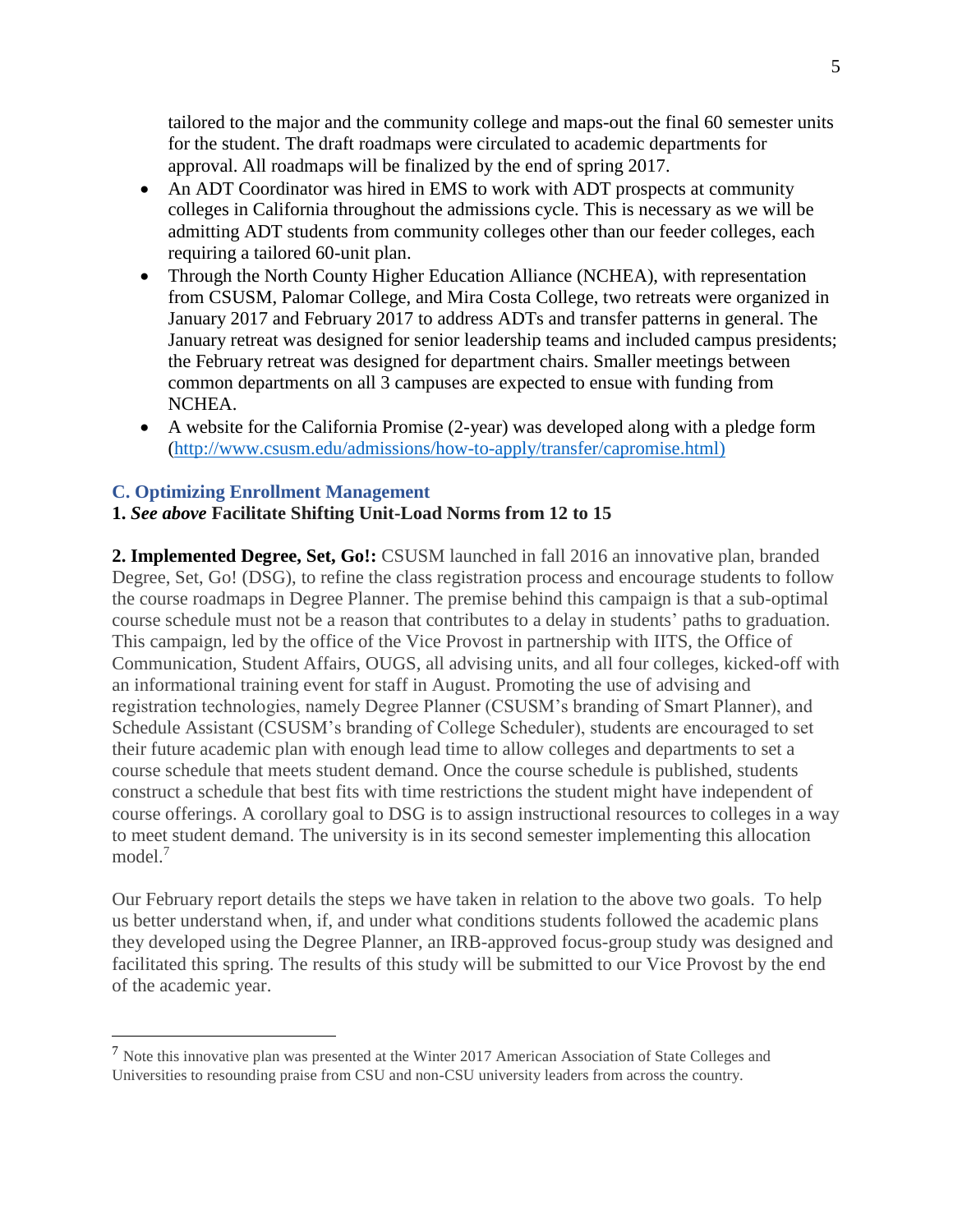tailored to the major and the community college and maps-out the final 60 semester units for the student. The draft roadmaps were circulated to academic departments for approval. All roadmaps will be finalized by the end of spring 2017.

- An ADT Coordinator was hired in EMS to work with ADT prospects at community colleges in California throughout the admissions cycle. This is necessary as we will be admitting ADT students from community colleges other than our feeder colleges, each requiring a tailored 60-unit plan.
- Through the North County Higher Education Alliance (NCHEA), with representation from CSUSM, Palomar College, and Mira Costa College, two retreats were organized in January 2017 and February 2017 to address ADTs and transfer patterns in general. The January retreat was designed for senior leadership teams and included campus presidents; the February retreat was designed for department chairs. Smaller meetings between common departments on all 3 campuses are expected to ensue with funding from NCHEA.
- A website for the California Promise (2-year) was developed along with a pledge form (http://www.csusm.edu/admissions/how-to-apply/transfer/capromise.html)

### C. Optimizing Enrollment Management

**1. *See above* Facilitate Shifting Unit-Load Norms from 12 to 15**

**2. Implemented Degree, Set, Go!:** CSUSM launched in fall 2016 an innovative plan, branded Degree, Set, Go! (DSG), to refine the class registration process and encourage students to follow the course roadmaps in Degree Planner. The premise behind this campaign is that a sub-optimal course schedule must not be a reason that contributes to a delay in students' paths to graduation. This campaign, led by the office of the Vice Provost in partnership with IITS, the Office of Communication, Student Affairs, OUGS, all advising units, and all four colleges, kicked-off with an informational training event for staff in August. Promoting the use of advising and registration technologies, namely Degree Planner (CSUSM's branding of Smart Planner), and Schedule Assistant (CSUSM's branding of College Scheduler), students are encouraged to set their future academic plan with enough lead time to allow colleges and departments to set a course schedule that meets student demand. Once the course schedule is published, students construct a schedule that best fits with time restrictions the student might have independent of course offerings. A corollary goal to DSG is to assign instructional resources to colleges in a way to meet student demand. The university is in its second semester implementing this allocation model.[7]

Our February report details the steps we have taken in relation to the above two goals. To help us better understand when, if, and under what conditions students followed the academic plans they developed using the Degree Planner, an IRB-approved focus-group study was designed and facilitated this spring. The results of this study will be submitted to our Vice Provost by the end of the academic year.

---

[7] Note this innovative plan was presented at the Winter 2017 American Association of State Colleges and Universities to resounding praise from CSU and non-CSU university leaders from across the country.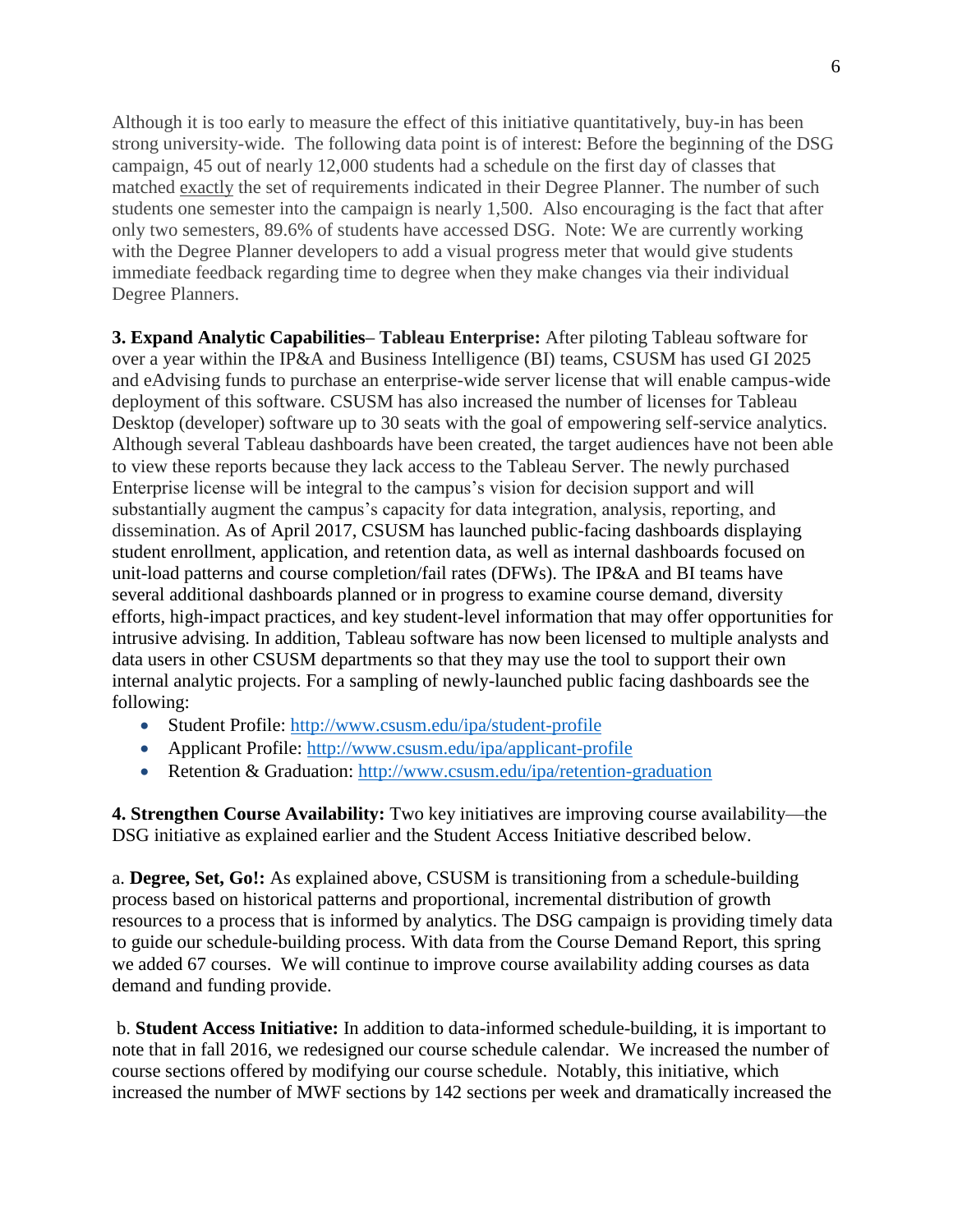Although it is too early to measure the effect of this initiative quantitatively, buy-in has been strong university-wide. The following data point is of interest: Before the beginning of the DSG campaign, 45 out of nearly 12,000 students had a schedule on the first day of classes that matched exactly the set of requirements indicated in their Degree Planner. The number of such students one semester into the campaign is nearly 1,500. Also encouraging is the fact that after only two semesters, 89.6% of students have accessed DSG. Note: We are currently working with the Degree Planner developers to add a visual progress meter that would give students immediate feedback regarding time to degree when they make changes via their individual Degree Planners.

**3. Expand Analytic Capabilities– Tableau Enterprise:** After piloting Tableau software for over a year within the IP&A and Business Intelligence (BI) teams, CSUSM has used GI 2025 and eAdvising funds to purchase an enterprise-wide server license that will enable campus-wide deployment of this software. CSUSM has also increased the number of licenses for Tableau Desktop (developer) software up to 30 seats with the goal of empowering self-service analytics. Although several Tableau dashboards have been created, the target audiences have not been able to view these reports because they lack access to the Tableau Server. The newly purchased Enterprise license will be integral to the campus's vision for decision support and will substantially augment the campus's capacity for data integration, analysis, reporting, and dissemination. As of April 2017, CSUSM has launched public-facing dashboards displaying student enrollment, application, and retention data, as well as internal dashboards focused on unit-load patterns and course completion/fail rates (DFWs). The IP&A and BI teams have several additional dashboards planned or in progress to examine course demand, diversity efforts, high-impact practices, and key student-level information that may offer opportunities for intrusive advising. In addition, Tableau software has now been licensed to multiple analysts and data users in other CSUSM departments so that they may use the tool to support their own internal analytic projects. For a sampling of newly-launched public facing dashboards see the following:

- Student Profile: http://www.csusm.edu/ipa/student-profile
- Applicant Profile: http://www.csusm.edu/ipa/applicant-profile
- Retention & Graduation: http://www.csusm.edu/ipa/retention-graduation

**4. Strengthen Course Availability:** Two key initiatives are improving course availability—the DSG initiative as explained earlier and the Student Access Initiative described below.

a. **Degree, Set, Go!:** As explained above, CSUSM is transitioning from a schedule-building process based on historical patterns and proportional, incremental distribution of growth resources to a process that is informed by analytics. The DSG campaign is providing timely data to guide our schedule-building process. With data from the Course Demand Report, this spring we added 67 courses. We will continue to improve course availability adding courses as data demand and funding provide.

b. **Student Access Initiative:** In addition to data-informed schedule-building, it is important to note that in fall 2016, we redesigned our course schedule calendar. We increased the number of course sections offered by modifying our course schedule. Notably, this initiative, which increased the number of MWF sections by 142 sections per week and dramatically increased the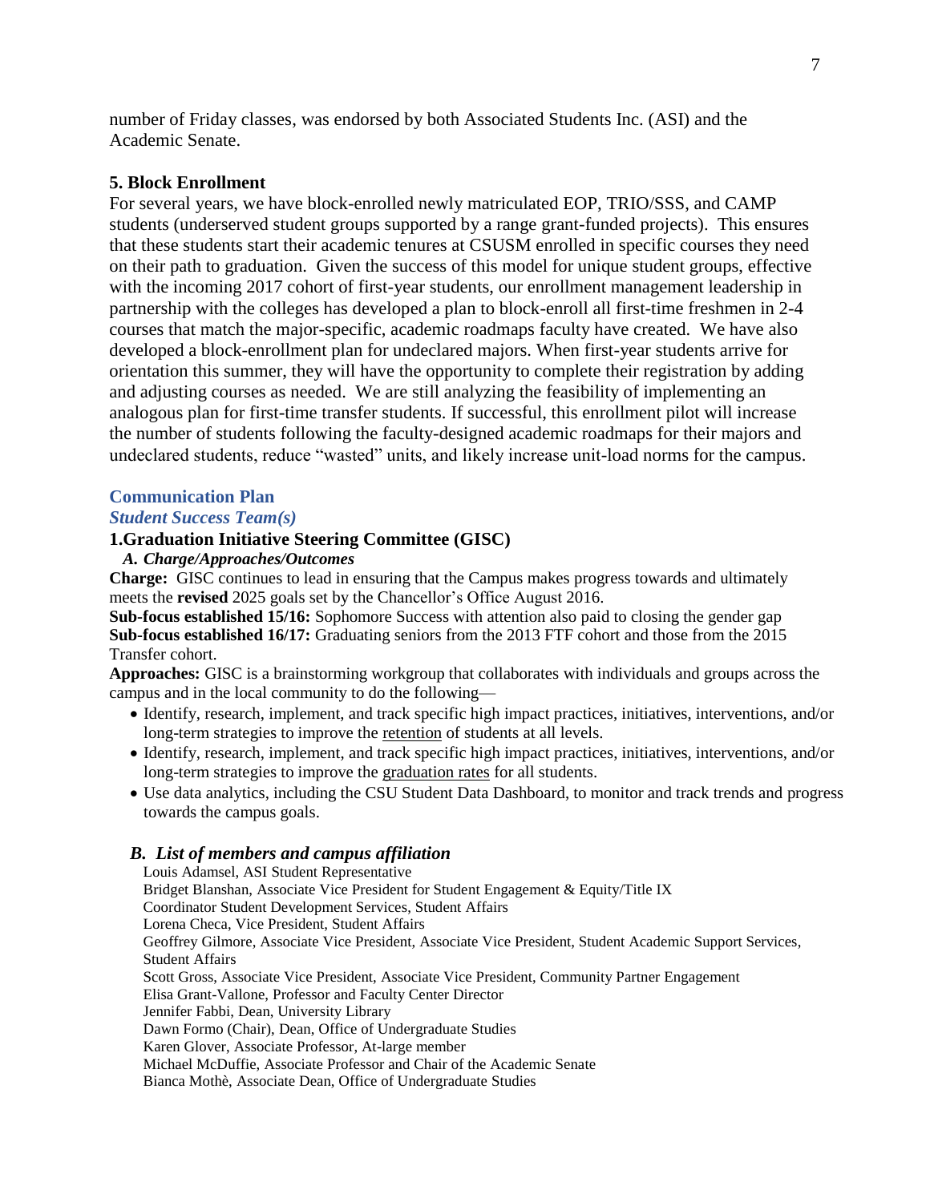number of Friday classes, was endorsed by both Associated Students Inc. (ASI) and the Academic Senate.

### 5. Block Enrollment

For several years, we have block-enrolled newly matriculated EOP, TRIO/SSS, and CAMP students (underserved student groups supported by a range grant-funded projects). This ensures that these students start their academic tenures at CSUSM enrolled in specific courses they need on their path to graduation. Given the success of this model for unique student groups, effective with the incoming 2017 cohort of first-year students, our enrollment management leadership in partnership with the colleges has developed a plan to block-enroll all first-time freshmen in 2-4 courses that match the major-specific, academic roadmaps faculty have created. We have also developed a block-enrollment plan for undeclared majors. When first-year students arrive for orientation this summer, they will have the opportunity to complete their registration by adding and adjusting courses as needed. We are still analyzing the feasibility of implementing an analogous plan for first-time transfer students. If successful, this enrollment pilot will increase the number of students following the faculty-designed academic roadmaps for their majors and undeclared students, reduce "wasted" units, and likely increase unit-load norms for the campus.

## Communication Plan

### *Student Success Team(s)*

### 1.Graduation Initiative Steering Committee (GISC)

#### *A. Charge/Approaches/Outcomes*

**Charge:** GISC continues to lead in ensuring that the Campus makes progress towards and ultimately meets the **revised** 2025 goals set by the Chancellor's Office August 2016.

**Sub-focus established 15/16:** Sophomore Success with attention also paid to closing the gender gap

**Sub-focus established 16/17:** Graduating seniors from the 2013 FTF cohort and those from the 2015 Transfer cohort.

**Approaches:** GISC is a brainstorming workgroup that collaborates with individuals and groups across the campus and in the local community to do the following—

- Identify, research, implement, and track specific high impact practices, initiatives, interventions, and/or long-term strategies to improve the <u>retention</u> of students at all levels.
- Identify, research, implement, and track specific high impact practices, initiatives, interventions, and/or long-term strategies to improve the <u>graduation rates</u> for all students.
- Use data analytics, including the CSU Student Data Dashboard, to monitor and track trends and progress towards the campus goals.

#### *B. List of members and campus affiliation*

Louis Adamsel, ASI Student Representative
Bridget Blanshan, Associate Vice President for Student Engagement & Equity/Title IX Coordinator Student Development Services, Student Affairs
Lorena Checa, Vice President, Student Affairs
Geoffrey Gilmore, Associate Vice President, Associate Vice President, Student Academic Support Services, Student Affairs
Scott Gross, Associate Vice President, Associate Vice President, Community Partner Engagement
Elisa Grant-Vallone, Professor and Faculty Center Director
Jennifer Fabbi, Dean, University Library
Dawn Formo (Chair), Dean, Office of Undergraduate Studies
Karen Glover, Associate Professor, At-large member
Michael McDuffie, Associate Professor and Chair of the Academic Senate
Bianca Mothè, Associate Dean, Office of Undergraduate Studies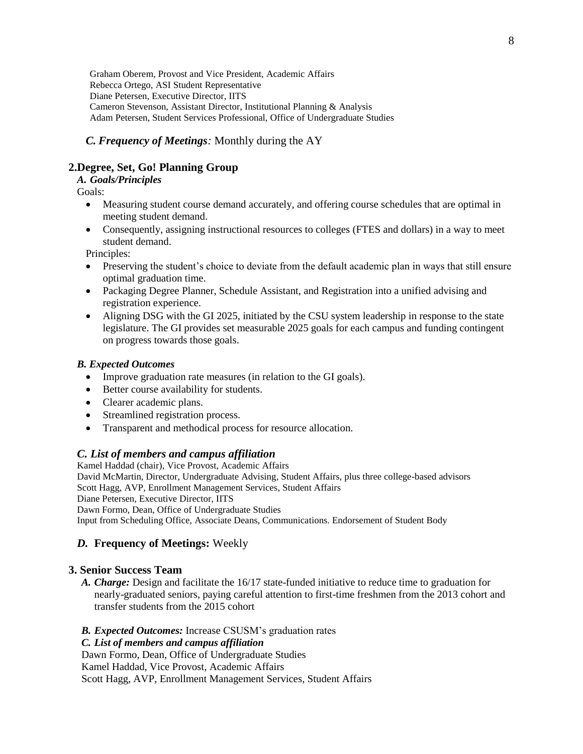Graham Oberem, Provost and Vice President, Academic Affairs
Rebecca Ortego, ASI Student Representative
Diane Petersen, Executive Director, IITS
Cameron Stevenson, Assistant Director, Institutional Planning & Analysis
Adam Petersen, Student Services Professional, Office of Undergraduate Studies

***C. Frequency of Meetings:*** Monthly during the AY

## 2.Degree, Set, Go! Planning Group

***A. Goals/Principles***

Goals:

- Measuring student course demand accurately, and offering course schedules that are optimal in meeting student demand.
- Consequently, assigning instructional resources to colleges (FTES and dollars) in a way to meet student demand.

Principles:

- Preserving the student's choice to deviate from the default academic plan in ways that still ensure optimal graduation time.
- Packaging Degree Planner, Schedule Assistant, and Registration into a unified advising and registration experience.
- Aligning DSG with the GI 2025, initiated by the CSU system leadership in response to the state legislature. The GI provides set measurable 2025 goals for each campus and funding contingent on progress towards those goals.

***B. Expected Outcomes***

- Improve graduation rate measures (in relation to the GI goals).
- Better course availability for students.
- Clearer academic plans.
- Streamlined registration process.
- Transparent and methodical process for resource allocation.

***C. List of members and campus affiliation***

Kamel Haddad (chair), Vice Provost, Academic Affairs
David McMartin, Director, Undergraduate Advising, Student Affairs, plus three college-based advisors
Scott Hagg, AVP, Enrollment Management Services, Student Affairs
Diane Petersen, Executive Director, IITS
Dawn Formo, Dean, Office of Undergraduate Studies
Input from Scheduling Office, Associate Deans, Communications. Endorsement of Student Body

***D.*** **Frequency of Meetings:** Weekly

## 3. Senior Success Team

***A. Charge:*** Design and facilitate the 16/17 state-funded initiative to reduce time to graduation for nearly-graduated seniors, paying careful attention to first-time freshmen from the 2013 cohort and transfer students from the 2015 cohort

***B. Expected Outcomes:*** Increase CSUSM's graduation rates

***C. List of members and campus affiliation***

Dawn Formo, Dean, Office of Undergraduate Studies
Kamel Haddad, Vice Provost, Academic Affairs
Scott Hagg, AVP, Enrollment Management Services, Student Affairs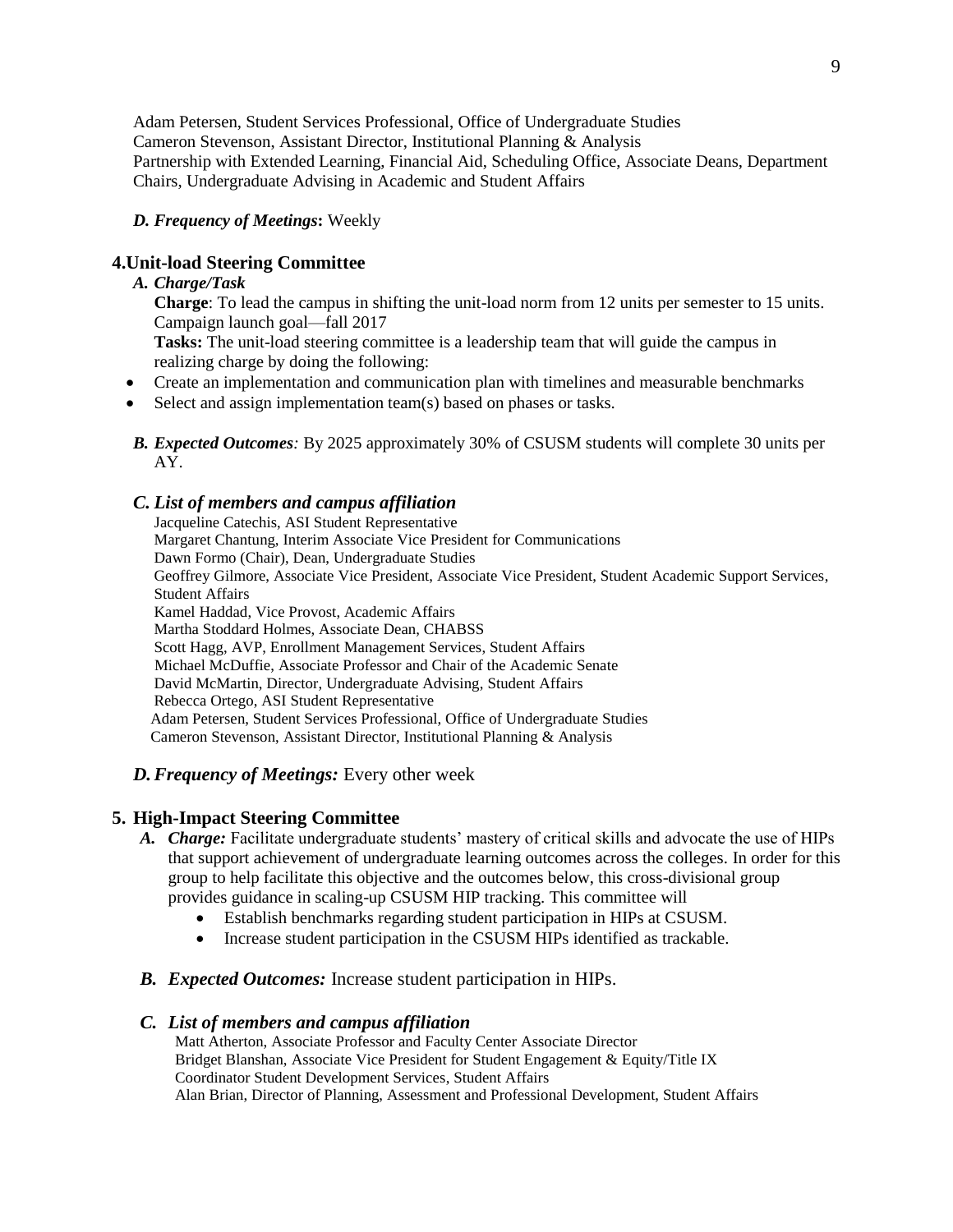Adam Petersen, Student Services Professional, Office of Undergraduate Studies
Cameron Stevenson, Assistant Director, Institutional Planning & Analysis
Partnership with Extended Learning, Financial Aid, Scheduling Office, Associate Deans, Department Chairs, Undergraduate Advising in Academic and Student Affairs

***D. Frequency of Meetings*:** Weekly

## 4. Unit-load Steering Committee

***A. Charge/Task***

**Charge**: To lead the campus in shifting the unit-load norm from 12 units per semester to 15 units. Campaign launch goal—fall 2017

**Tasks:** The unit-load steering committee is a leadership team that will guide the campus in realizing charge by doing the following:

- Create an implementation and communication plan with timelines and measurable benchmarks
- Select and assign implementation team(s) based on phases or tasks.

***B. Expected Outcomes:*** By 2025 approximately 30% of CSUSM students will complete 30 units per AY.

***C. List of members and campus affiliation***

Jacqueline Catechis, ASI Student Representative
Margaret Chantung, Interim Associate Vice President for Communications
Dawn Formo (Chair), Dean, Undergraduate Studies
Geoffrey Gilmore, Associate Vice President, Associate Vice President, Student Academic Support Services, Student Affairs
Kamel Haddad, Vice Provost, Academic Affairs
Martha Stoddard Holmes, Associate Dean, CHABSS
Scott Hagg, AVP, Enrollment Management Services, Student Affairs
Michael McDuffie, Associate Professor and Chair of the Academic Senate
David McMartin, Director, Undergraduate Advising, Student Affairs
Rebecca Ortego, ASI Student Representative
Adam Petersen, Student Services Professional, Office of Undergraduate Studies
Cameron Stevenson, Assistant Director, Institutional Planning & Analysis

***D. Frequency of Meetings:*** Every other week

## 5. High-Impact Steering Committee

***A. Charge:*** Facilitate undergraduate students' mastery of critical skills and advocate the use of HIPs that support achievement of undergraduate learning outcomes across the colleges. In order for this group to help facilitate this objective and the outcomes below, this cross-divisional group provides guidance in scaling-up CSUSM HIP tracking. This committee will

- Establish benchmarks regarding student participation in HIPs at CSUSM.
- Increase student participation in the CSUSM HIPs identified as trackable.

***B. Expected Outcomes:*** Increase student participation in HIPs.

***C. List of members and campus affiliation***

Matt Atherton, Associate Professor and Faculty Center Associate Director
Bridget Blanshan, Associate Vice President for Student Engagement & Equity/Title IX Coordinator Student Development Services, Student Affairs
Alan Brian, Director of Planning, Assessment and Professional Development, Student Affairs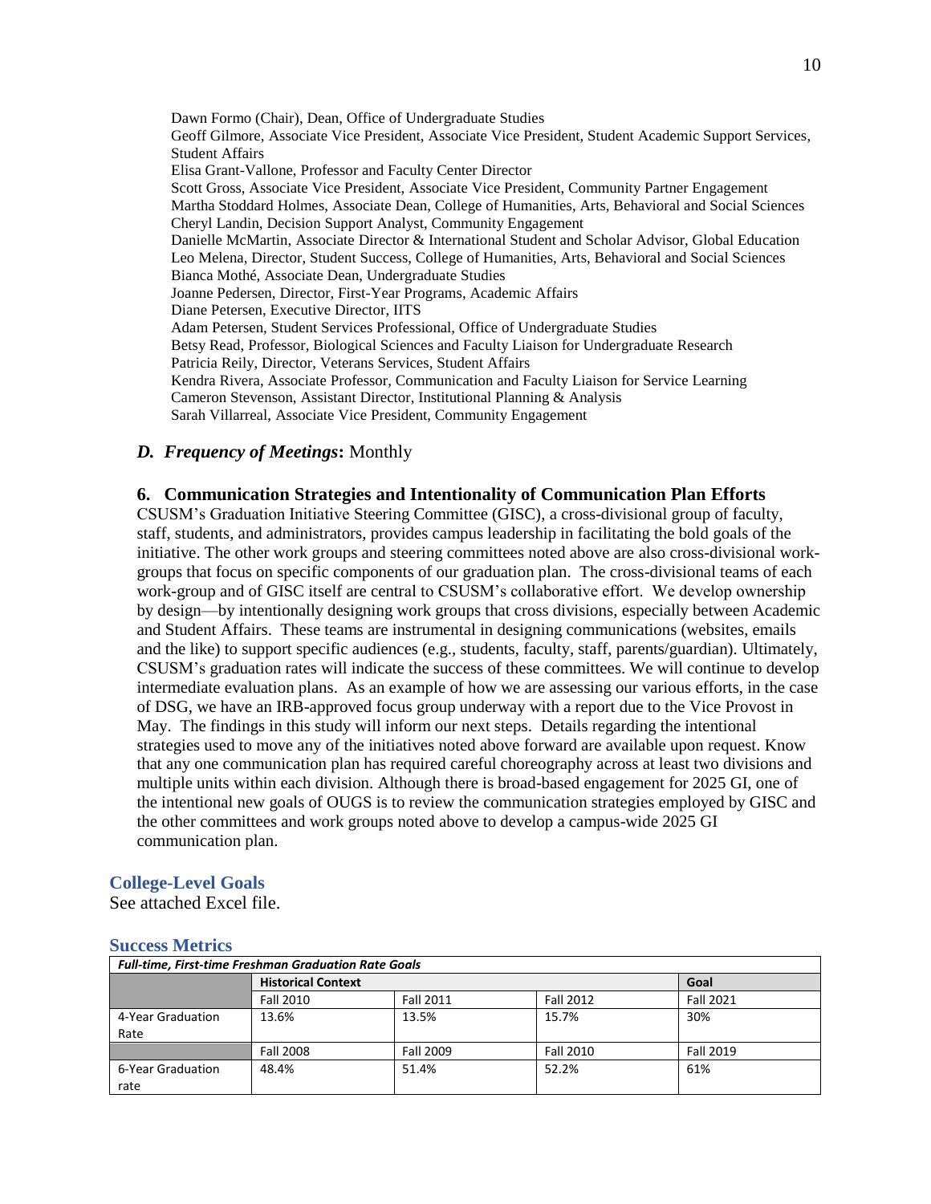Dawn Formo (Chair), Dean, Office of Undergraduate Studies
Geoff Gilmore, Associate Vice President, Associate Vice President, Student Academic Support Services, Student Affairs
Elisa Grant-Vallone, Professor and Faculty Center Director
Scott Gross, Associate Vice President, Associate Vice President, Community Partner Engagement
Martha Stoddard Holmes, Associate Dean, College of Humanities, Arts, Behavioral and Social Sciences
Cheryl Landin, Decision Support Analyst, Community Engagement
Danielle McMartin, Associate Director & International Student and Scholar Advisor, Global Education
Leo Melena, Director, Student Success, College of Humanities, Arts, Behavioral and Social Sciences
Bianca Mothé, Associate Dean, Undergraduate Studies
Joanne Pedersen, Director, First-Year Programs, Academic Affairs
Diane Petersen, Executive Director, IITS
Adam Petersen, Student Services Professional, Office of Undergraduate Studies
Betsy Read, Professor, Biological Sciences and Faculty Liaison for Undergraduate Research
Patricia Reily, Director, Veterans Services, Student Affairs
Kendra Rivera, Associate Professor, Communication and Faculty Liaison for Service Learning
Cameron Stevenson, Assistant Director, Institutional Planning & Analysis
Sarah Villarreal, Associate Vice President, Community Engagement

### D. *Frequency of Meetings*: Monthly

### 6. Communication Strategies and Intentionality of Communication Plan Efforts

CSUSM's Graduation Initiative Steering Committee (GISC), a cross-divisional group of faculty, staff, students, and administrators, provides campus leadership in facilitating the bold goals of the initiative. The other work groups and steering committees noted above are also cross-divisional work-groups that focus on specific components of our graduation plan. The cross-divisional teams of each work-group and of GISC itself are central to CSUSM's collaborative effort. We develop ownership by design—by intentionally designing work groups that cross divisions, especially between Academic and Student Affairs. These teams are instrumental in designing communications (websites, emails and the like) to support specific audiences (e.g., students, faculty, staff, parents/guardian). Ultimately, CSUSM's graduation rates will indicate the success of these committees. We will continue to develop intermediate evaluation plans. As an example of how we are assessing our various efforts, in the case of DSG, we have an IRB-approved focus group underway with a report due to the Vice Provost in May. The findings in this study will inform our next steps. Details regarding the intentional strategies used to move any of the initiatives noted above forward are available upon request. Know that any one communication plan has required careful choreography across at least two divisions and multiple units within each division. Although there is broad-based engagement for 2025 GI, one of the intentional new goals of OUGS is to review the communication strategies employed by GISC and the other committees and work groups noted above to develop a campus-wide 2025 GI communication plan.

## College-Level Goals

See attached Excel file.

## Success Metrics

| *Full-time, First-time Freshman Graduation Rate Goals* | | | | |
|---|---|---|---|---|
| | **Historical Context** | | | **Goal** |
| | Fall 2010 | Fall 2011 | Fall 2012 | Fall 2021 |
| 4-Year Graduation Rate | 13.6% | 13.5% | 15.7% | 30% |
| | Fall 2008 | Fall 2009 | Fall 2010 | Fall 2019 |
| 6-Year Graduation rate | 48.4% | 51.4% | 52.2% | 61% |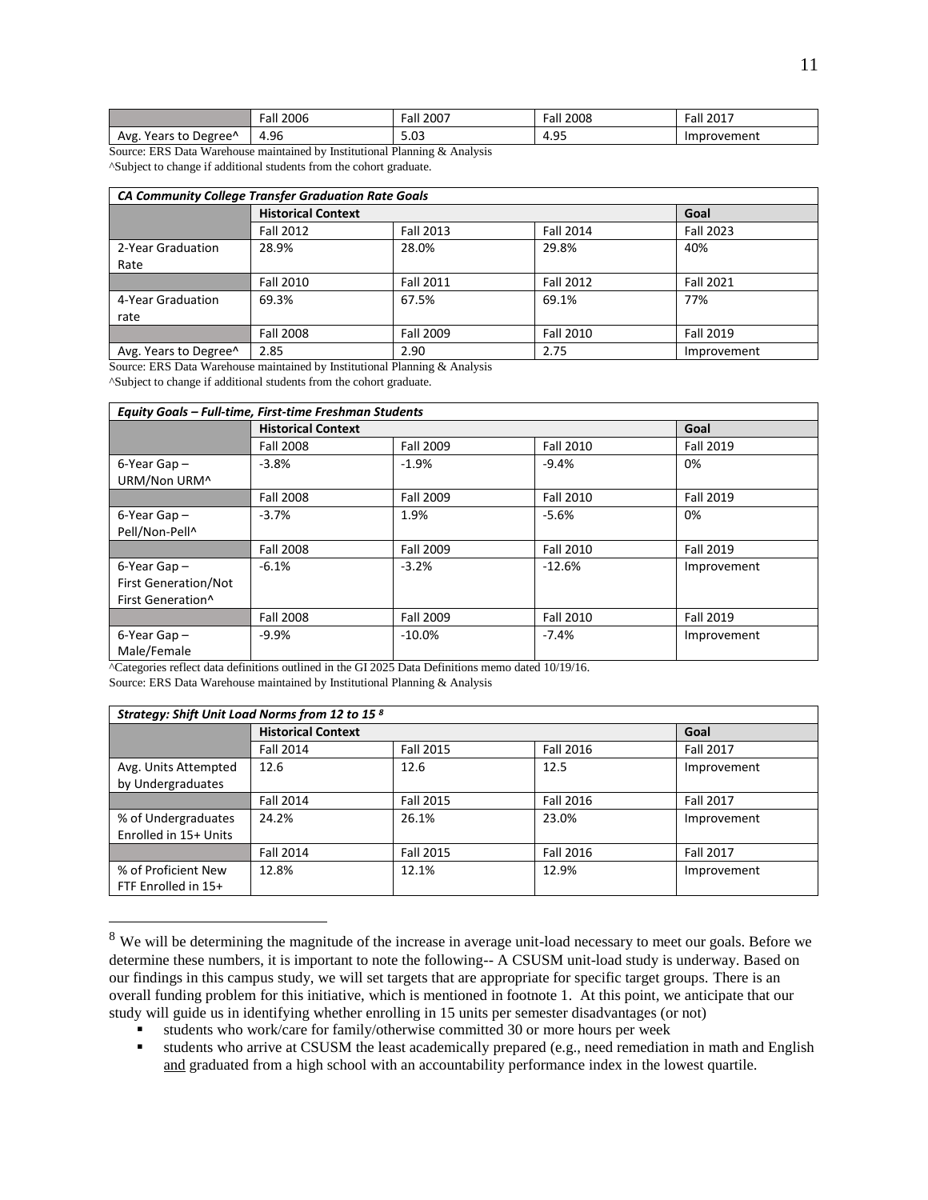| | Fall 2006 | Fall 2007 | Fall 2008 | Fall 2017 |
|---|---|---|---|---|
| Avg. Years to Degree^ | 4.96 | 5.03 | 4.95 | Improvement |

Source: ERS Data Warehouse maintained by Institutional Planning & Analysis

^Subject to change if additional students from the cohort graduate.

| *CA Community College Transfer Graduation Rate Goals* | | | | |
|---|---|---|---|---|
| | **Historical Context** | | | **Goal** |
| | Fall 2012 | Fall 2013 | Fall 2014 | Fall 2023 |
| 2-Year Graduation Rate | 28.9% | 28.0% | 29.8% | 40% |
| | Fall 2010 | Fall 2011 | Fall 2012 | Fall 2021 |
| 4-Year Graduation rate | 69.3% | 67.5% | 69.1% | 77% |
| | Fall 2008 | Fall 2009 | Fall 2010 | Fall 2019 |
| Avg. Years to Degree^ | 2.85 | 2.90 | 2.75 | Improvement |

Source: ERS Data Warehouse maintained by Institutional Planning & Analysis

^Subject to change if additional students from the cohort graduate.

| *Equity Goals – Full-time, First-time Freshman Students* | | | | |
|---|---|---|---|---|
| | **Historical Context** | | | **Goal** |
| | Fall 2008 | Fall 2009 | Fall 2010 | Fall 2019 |
| 6-Year Gap – URM/Non URM^ | -3.8% | -1.9% | -9.4% | 0% |
| | Fall 2008 | Fall 2009 | Fall 2010 | Fall 2019 |
| 6-Year Gap – Pell/Non-Pell^ | -3.7% | 1.9% | -5.6% | 0% |
| | Fall 2008 | Fall 2009 | Fall 2010 | Fall 2019 |
| 6-Year Gap – First Generation/Not First Generation^ | -6.1% | -3.2% | -12.6% | Improvement |
| | Fall 2008 | Fall 2009 | Fall 2010 | Fall 2019 |
| 6-Year Gap – Male/Female | -9.9% | -10.0% | -7.4% | Improvement |

^Categories reflect data definitions outlined in the GI 2025 Data Definitions memo dated 10/19/16.

Source: ERS Data Warehouse maintained by Institutional Planning & Analysis

| *Strategy: Shift Unit Load Norms from 12 to 15* [8] | | | | |
|---|---|---|---|---|
| | **Historical Context** | | | **Goal** |
| | Fall 2014 | Fall 2015 | Fall 2016 | Fall 2017 |
| Avg. Units Attempted by Undergraduates | 12.6 | 12.6 | 12.5 | Improvement |
| | Fall 2014 | Fall 2015 | Fall 2016 | Fall 2017 |
| % of Undergraduates Enrolled in 15+ Units | 24.2% | 26.1% | 23.0% | Improvement |
| | Fall 2014 | Fall 2015 | Fall 2016 | Fall 2017 |
| % of Proficient New FTF Enrolled in 15+ | 12.8% | 12.1% | 12.9% | Improvement |

[8] We will be determining the magnitude of the increase in average unit-load necessary to meet our goals. Before we determine these numbers, it is important to note the following-- A CSUSM unit-load study is underway. Based on our findings in this campus study, we will set targets that are appropriate for specific target groups. There is an overall funding problem for this initiative, which is mentioned in footnote 1. At this point, we anticipate that our study will guide us in identifying whether enrolling in 15 units per semester disadvantages (or not)

- students who work/care for family/otherwise committed 30 or more hours per week
- students who arrive at CSUSM the least academically prepared (e.g., need remediation in math and English and graduated from a high school with an accountability performance index in the lowest quartile.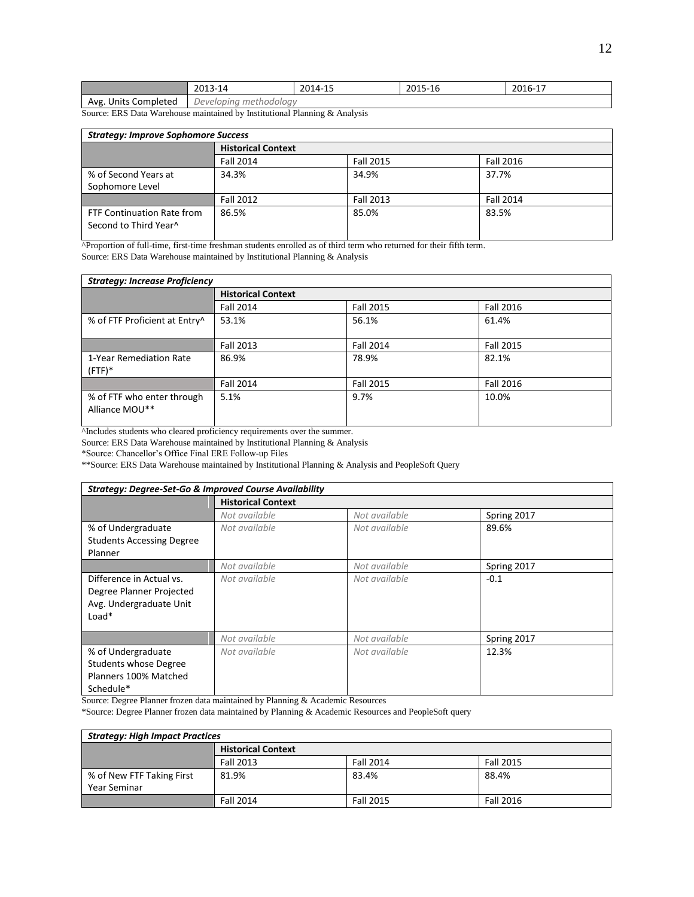| | 2013-14 | 2014-15 | 2015-16 | 2016-17 |
|---|---|---|---|---|
| Avg. Units Completed | *Developing methodology* | | | |

Source: ERS Data Warehouse maintained by Institutional Planning & Analysis

| ***Strategy: Improve Sophomore Success*** | | | |
|---|---|---|---|
| | **Historical Context** | | |
| | Fall 2014 | Fall 2015 | Fall 2016 |
| % of Second Years at Sophomore Level | 34.3% | 34.9% | 37.7% |
| | Fall 2012 | Fall 2013 | Fall 2014 |
| FTF Continuation Rate from Second to Third Year^ | 86.5% | 85.0% | 83.5% |

^Proportion of full-time, first-time freshman students enrolled as of third term who returned for their fifth term.
Source: ERS Data Warehouse maintained by Institutional Planning & Analysis

| ***Strategy: Increase Proficiency*** | | | |
|---|---|---|---|
| | **Historical Context** | | |
| | Fall 2014 | Fall 2015 | Fall 2016 |
| % of FTF Proficient at Entry^ | 53.1% | 56.1% | 61.4% |
| | Fall 2013 | Fall 2014 | Fall 2015 |
| 1-Year Remediation Rate (FTF)* | 86.9% | 78.9% | 82.1% |
| | Fall 2014 | Fall 2015 | Fall 2016 |
| % of FTF who enter through Alliance MOU** | 5.1% | 9.7% | 10.0% |

^Includes students who cleared proficiency requirements over the summer.
Source: ERS Data Warehouse maintained by Institutional Planning & Analysis
*Source: Chancellor's Office Final ERE Follow-up Files
**Source: ERS Data Warehouse maintained by Institutional Planning & Analysis and PeopleSoft Query

| ***Strategy: Degree-Set-Go & Improved Course Availability*** | | | |
|---|---|---|---|
| | **Historical Context** | | |
| | *Not available* | *Not available* | Spring 2017 |
| % of Undergraduate Students Accessing Degree Planner | *Not available* | *Not available* | 89.6% |
| | *Not available* | *Not available* | Spring 2017 |
| Difference in Actual vs. Degree Planner Projected Avg. Undergraduate Unit Load* | *Not available* | *Not available* | -0.1 |
| | *Not available* | *Not available* | Spring 2017 |
| % of Undergraduate Students whose Degree Planners 100% Matched Schedule* | *Not available* | *Not available* | 12.3% |

Source: Degree Planner frozen data maintained by Planning & Academic Resources
*Source: Degree Planner frozen data maintained by Planning & Academic Resources and PeopleSoft query

| ***Strategy: High Impact Practices*** | | | |
|---|---|---|---|
| | **Historical Context** | | |
| | Fall 2013 | Fall 2014 | Fall 2015 |
| % of New FTF Taking First Year Seminar | 81.9% | 83.4% | 88.4% |
| | Fall 2014 | Fall 2015 | Fall 2016 |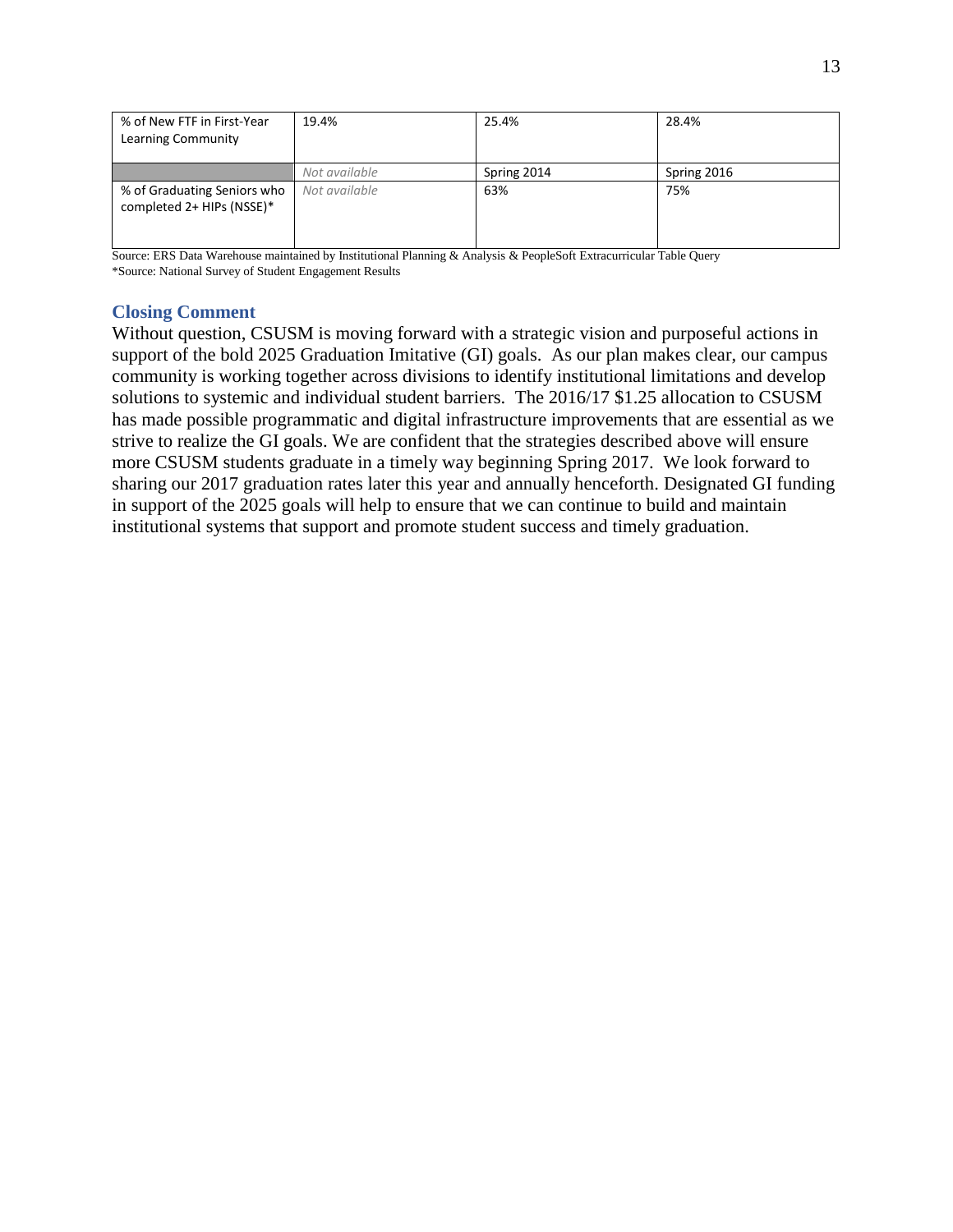| | | | |
|---|---|---|---|
| % of New FTF in First-Year Learning Community | 19.4% | 25.4% | 28.4% |
| | *Not available* | Spring 2014 | Spring 2016 |
| % of Graduating Seniors who completed 2+ HIPs (NSSE)* | *Not available* | 63% | 75% |

Source: ERS Data Warehouse maintained by Institutional Planning & Analysis & PeopleSoft Extracurricular Table Query
*Source: National Survey of Student Engagement Results

### Closing Comment

Without question, CSUSM is moving forward with a strategic vision and purposeful actions in support of the bold 2025 Graduation Imitative (GI) goals. As our plan makes clear, our campus community is working together across divisions to identify institutional limitations and develop solutions to systemic and individual student barriers. The 2016/17 $1.25 allocation to CSUSM has made possible programmatic and digital infrastructure improvements that are essential as we strive to realize the GI goals. We are confident that the strategies described above will ensure more CSUSM students graduate in a timely way beginning Spring 2017. We look forward to sharing our 2017 graduation rates later this year and annually henceforth. Designated GI funding in support of the 2025 goals will help to ensure that we can continue to build and maintain institutional systems that support and promote student success and timely graduation.